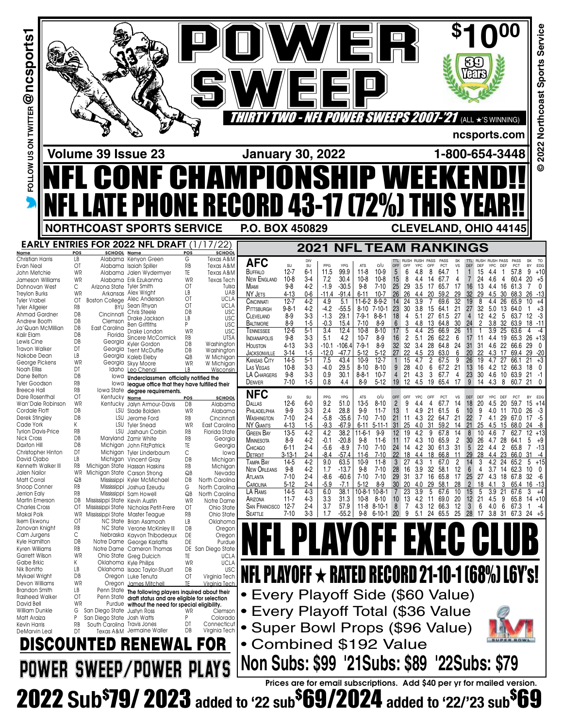# POWER SWEEP

**$10.00** — 39 Years

**THIRTY TWO - NFL POWER SWEEPS 2007-'21** (ALL ★'S WINNING)

ncsports.com

FOLLOW US ON TWITTER @ncsports1

© 2022 Northcoast Sports Service

**Volume 39 Issue 23** — **January 30, 2022** — **1-800-654-3448**

# NFL CONF CHAMPIONSHIP WEEKEND!!

# NFL LATE PHONE RECORD 43-17 (72%) THIS YEAR!!

**NORTHCOAST SPORTS SERVICE** — **P.O. BOX 450829** — **CLEVELAND, OHIO 44145**

## EARLY ENTRIES FOR 2022 NFL DRAFT (1/17/22)

| Name | POS | SCHOOL |
|---|---|---|
| Christian Harris | LB | Alabama |
| Evan Neal | OT | Alabama |
| John Metchie | WR | Alabama |
| Jameson Williams | WR | Alabama |
| Dohnovan West | C | Arizona State |
| Treylon Burks | WR | Arkansas |
| Tyler Vrabel | OT | Boston College |
| Tyler Allgeier | RB | BYU |
| Ahmad Gardner | DB | Cincinnati |
| Andrew Booth | DB | Clemson |
| Ja'Quan McMillian | DB | East Carolina |
| Kaiir Elam | DB | Florida |
| Lewis Cine | DB | Georgia |
| Travon Walker | DT | Georgia |
| Nakobe Dean | LB | Georgia |
| George Pickens | WR | Georgia |
| Noah Ellis | DT | Idaho |
| Dane Belton | DB | Iowa |
| Tyler Goodson | RB | Iowa |
| Breece Hall | RB | Iowa State |
| Dare Rosenthal | OT | Kentucky |
| Wan'Dale Robinson | WR | Kentucky |
| Cordale Flott | DB | LSU |
| Derek Stingley | DB | LSU |
| Cade York | K | LSU |
| Tyrion Davis-Price | RB | LSU |
| Nick Cross | DB | Maryland |
| Daxton Hill | DB | Michigan |
| Christopher Hinton | DT | Michigan |
| David Ojabo | LB | Michigan |
| Kenneth Walker III | RB | Michigan State |
| Jalen Nailor | WR | Michigan State |
| Matt Corral | QB | Mississippi |
| Snoop Conner | RB | Mississippi |
| Jerrion Ealy | RB | Mississippi |
| Martin Emerson | DB | Mississippi State |
| Charles Cross | OT | Mississippi State |
| Makai Polk | WR | Mississippi State |
| Ikem Ekwonu | OT | NC State |
| Zonovan Knight | RB | NC State |
| Cam Jurgens | C | Nebraska |
| Kyle Hamilton | DB | Notre Dame |
| Kyren Williams | RB | Notre Dame |
| Garrett Wilson | WR | Ohio State |
| Gabe Brkic | K | Oklahoma |
| Nik Bonitto | LB | Oklahoma |
| Mykael Wright | DB | Oregon |
| Devon Williams | WR | Oregon |
| Brandon Smith | LB | Penn State |
| Rasheed Walker | OT | Penn State |
| David Bell | WR | Purdue |
| William Dunkle | G | San Diego State |
| Matt Araiza | P | San Diego State |
| Kevin Harris | RB | South Carolina |
| DeMarvin Leal | DT | Texas A&M |

| Name | POS | SCHOOL |
|---|---|---|
| Kenyon Green | G | Texas A&M |
| Isaiah Spiller | RB | Texas A&M |
| Jalen Wydermyer | TE | Texas A&M |
| Erik Ezukanma | WR | Texas Tech |
| Tyler Smith | OT | Tulsa |
| Alex Wright | LB | UAB |
| Alec Anderson | OT | UCLA |
| Sean Rhyan | OT | UCLA |
| Chris Steele | DB | USC |
| Drake Jackson | LB | USC |
| Ben Griffiths | P | USC |
| Drake London | WR | USC |
| Sincere McCormick | RB | UTSA |
| Kyler Gordon | DB | Washington |
| Trent McDuffie | DB | Washington |
| Kaleb Eleby | QB | W Michigan |
| Skyy Moore | WR | W Michigan |
| Leo Chenal | LB | Wisconsin |

**Underclassmen officially notified the league office that they have fulfilled their degree requirements.**

| Name | POS | SCHOOL |
|---|---|---|
| Jalyn Armour-Davis | DB | Alabama |
| Slade Bolden | WR | Alabama |
| Jerome Ford | RB | Cincinnati |
| Tyler Snead | WR | East Carolina |
| Jashaun Corbin | RB | Florida State |
| Zamir White | RB | Georgia |
| John FitzPatrick | TE | Georgia |
| Tyler Linderbaum | C | Iowa |
| Vincent Gray | DB | Michigan |
| Hassan Haskins | RB | Michigan |
| Carson Strong | QB | Nevada |
| Kyler McMichael | DB | North Carolina |
| Joshua Ezeudu | G | North Carolina |
| Sam Howell | QB | North Carolina |
| Kevin Austin | WR | Notre Dame |
| Nicholas Petit-Frere | OT | Ohio State |
| Master Teague | RB | Ohio State |
| Brian Asamoah | LB | Oklahoma |
| Verone McKinley III | DB | Oregon |
| Kayvon Thibodeaux | DE | Oregon |
| George Karlaftis | DE | Purdue |
| Cameron Thomas | DE | San Diego State |
| Greg Dulcich | TE | UCLA |
| Kyle Philips | WR | UCLA |
| Isaac Taylor-Stuart | DB | USC |
| Luke Tenuta | OT | Virginia Tech |
| James Mitchell | TE | Virginia Tech |

**The following players inquired about their draft status and are eligible for selection without the need for special eligibility.**

| Name | POS | SCHOOL |
|---|---|---|
| Justyn Ross | WR | Clemson |
| Josh Watts | P | Colorado |
| Travis Jones | DT | Connecticut |
| Jermaine Waller | DB | Virginia Tech |

## 2021 NFL TEAM RANKINGS

| AFC | SU | DIV SU | PPG | YPG | ATS | O/U | TTL OFF | RUSH OFF | RUSH YPC | PASS OFF | PASS PCT | SK VS | TTL DEF | RUSH DEF | RUSH YPC | PASS DEF | PASS PCT | SK BY | TO EDG |
|---|---|---|---|---|---|---|---|---|---|---|---|---|---|---|---|---|---|---|---|
| Buffalo | 12-7 | 6-1 | 11.5 | 99.9 | 11-8 | 10-9 | 5 | 6 | 4.8 | 8 | 64.7 | 1 | 1 | 15 | 4.4 | 1 | 57.8 | 9 | +10 |
| New England | 10-8 | 3-4 | 7.2 | 30.4 | 10-8 | 10-8 | 15 | 8 | 4.4 | 14 | 67.7 | 4 | 7 | 24 | 4.6 | 4 | 60.4 | 20 | +5 |
| Miami | 9-8 | 4-2 | -1.9 | -30.5 | 9-8 | 7-10 | 25 | 29 | 3.5 | 17 | 65.7 | 17 | 16 | 13 | 4.4 | 16 | 61.3 | 7 | 0 |
| NY Jets | 4-13 | 0-6 | -11.4 | -91.4 | 6-11 | 10-7 | 26 | 26 | 4.4 | 20 | 59.2 | 29 | 32 | 29 | 4.5 | 30 | 68.3 | 26 | -13 |
| Cincinnati | 12-7 | 4-2 | 4.9 | 5.1 | 11-6-2 | 8-9-2 | 14 | 24 | 3.9 | 7 | 69.6 | 32 | 19 | 8 | 4.4 | 26 | 65.9 | 10 | +4 |
| Pittsburgh | 9-8-1 | 4-2 | -4.2 | -55.5 | 8-10 | 7-10-1 | 23 | 30 | 3.8 | 15 | 64.1 | 21 | 27 | 32 | 5.0 | 13 | 64.0 | 1 | +3 |
| Cleveland | 8-9 | 3-3 | -1.3 | 29.1 | 7-9-1 | 8-8-1 | 18 | 4 | 5.1 | 27 | 61.5 | 27 | 4 | 12 | 4.2 | 5 | 63.7 | 12 | -3 |
| Baltimore | 8-9 | 1-5 | -0.3 | 15.4 | 7-10 | 8-9 | 6 | 3 | 4.8 | 13 | 64.8 | 30 | 24 | 2 | 3.8 | 32 | 63.9 | 18 | -11 |
| Tennessee | 12-6 | 5-1 | 3.4 | 12.4 | 10-8 | 8-10 | 17 | 5 | 4.4 | 25 | 66.9 | 26 | 11 | 1 | 3.9 | 25 | 63.6 | 4 | -4 |
| Indianapolis | 9-8 | 3-3 | 5.1 | 4.2 | 10-7 | 8-9 | 16 | 2 | 5.1 | 26 | 62.2 | 6 | 17 | 11 | 4.4 | 19 | 65.3 | 26 | +13 |
| Houston | 4-13 | 3-3 | -10.1 | -106.4 | 7-9-1 | 8-9 | 32 | 32 | 3.4 | 28 | 64.8 | 24 | 31 | 31 | 4.6 | 22 | 66.6 | 29 | 0 |
| Jacksonville | 3-14 | 1-5 | -12.0 | -47.7 | 5-12 | 5-12 | 27 | 22 | 4.5 | 23 | 63.0 | 6 | 20 | 22 | 4.3 | 17 | 69.4 | 29 | -20 |
| Kansas City | 14-5 | 5-1 | 7.5 | 43.4 | 10-9 | 12-7 | 1 | 15 | 4.7 | 2 | 67.5 | 9 | 26 | 19 | 4.7 | 27 | 66.1 | 21 | +3 |
| Las Vegas | 10-8 | 3-3 | -4.0 | 29.5 | 8-10 | 8-10 | 9 | 28 | 4.0 | 6 | 67.2 | 21 | 13 | 16 | 4.2 | 12 | 66.3 | 18 | 0 |
| LA Chargers | 9-8 | 3-3 | 0.9 | 30.1 | 8-8-1 | 10-7 | 4 | 21 | 4.3 | 3 | 67.7 | 4 | 23 | 30 | 4.6 | 10 | 63.9 | 21 | -1 |
| Denver | 7-10 | 1-5 | 0.8 | 4.4 | 8-9 | 5-12 | 19 | 12 | 4.5 | 19 | 65.4 | 17 | 9 | 14 | 4.3 | 8 | 60.7 | 21 | 0 |

| NFC | SU | DIV SU | PPG | YPG | ATS | O/U | TTL OFF | RUSH OFF | RUSH YPC | PASS OFF | PASS PCT | SK VS | TTL DEF | RUSH DEF | RUSH YPC | PASS DEF | PASS PCT | SK BY | TO EDG |
|---|---|---|---|---|---|---|---|---|---|---|---|---|---|---|---|---|---|---|---|
| Dallas | 12-6 | 6-0 | 9.2 | 51.0 | 13-5 | 8-10 | 2 | 9 | 4.4 | 4 | 67.7 | 14 | 18 | 20 | 4.5 | 20 | 59.7 | 15 | +14 |
| Philadelphia | 9-9 | 3-3 | 2.4 | 28.8 | 9-9 | 11-7 | 13 | 1 | 4.9 | 21 | 61.5 | 6 | 10 | 9 | 4.0 | 11 | 70.0 | 26 | -3 |
| Washington | 7-10 | 2-4 | -5.8 | -35.6 | 7-10 | 7-10 | 21 | 11 | 4.3 | 22 | 64.7 | 21 | 22 | 7 | 4.1 | 29 | 67.0 | 17 | -5 |
| NY Giants | 4-13 | 1-5 | -9.3 | -67.9 | 6-11 | 5-11-1 | 31 | 25 | 4.0 | 31 | 59.2 | 14 | 21 | 25 | 4.5 | 15 | 68.0 | 24 | -8 |
| Green Bay | 13-5 | 4-2 | 4.2 | 38.2 | 11-6-1 | 9-9 | 12 | 19 | 4.2 | 9 | 67.8 | 14 | 8 | 10 | 4.6 | 7 | 62.7 | 12 | +13 |
| Minnesota | 8-9 | 4-2 | -0.1 | -20.8 | 9-8 | 11-6 | 11 | 17 | 4.3 | 10 | 65.9 | 2 | 30 | 26 | 4.7 | 28 | 64.1 | 5 | +9 |
| Chicago | 6-11 | 2-4 | -5.6 | -8.9 | 7-10 | 7-10 | 24 | 14 | 4.2 | 30 | 61.3 | 31 | 5 | 22 | 4.4 | 2 | 65.8 | 7 | -13 |
| Detroit | 3-13-1 | 2-4 | -8.4 | -57.4 | 11-6 | 7-10 | 22 | 18 | 4.4 | 18 | 66.8 | 11 | 29 | 28 | 4.4 | 23 | 66.0 | 31 | -4 |
| Tampa Bay | 14-5 | 4-2 | 9.0 | 63.5 | 10-9 | 11-8 | 3 | 27 | 4.3 | 1 | 67.0 | 2 | 14 | 3 | 4.2 | 24 | 65.2 | 5 | +15 |
| New Orleans | 9-8 | 4-2 | 1.7 | -13.7 | 9-8 | 7-10 | 28 | 16 | 3.9 | 32 | 58.1 | 12 | 6 | 4 | 3.7 | 14 | 62.3 | 10 | 0 |
| Atlanta | 7-10 | 2-4 | -8.6 | -60.6 | 7-10 | 7-10 | 29 | 31 | 3.7 | 16 | 65.8 | 17 | 25 | 27 | 4.3 | 18 | 67.8 | 32 | -6 |
| Carolina | 5-12 | 2-4 | -5.9 | -7.1 | 5-12 | 8-9 | 30 | 20 | 4.0 | 29 | 58.1 | 28 | 2 | 18 | 4.1 | 3 | 65.4 | 16 | -13 |
| LA Rams | 14-5 | 4-3 | 6.0 | 38.1 | 10-8-1 | 10-8-1 | 7 | 23 | 3.9 | 5 | 67.6 | 10 | 15 | 5 | 3.9 | 21 | 67.6 | 3 | +4 |
| Arizona | 11-7 | 4-3 | 3.3 | 31.3 | 10-8 | 8-10 | 10 | 13 | 4.2 | 11 | 69.0 | 20 | 12 | 21 | 4.5 | 9 | 65.8 | 14 | +10 |
| San Francisco | 12-7 | 2-4 | 3.7 | 57.9 | 11-8 | 8-10-1 | 8 | 7 | 4.3 | 12 | 66.3 | 12 | 3 | 6 | 4.0 | 6 | 67.3 | 1 | -4 |
| Seattle | 7-10 | 3-3 | 1.7 | -55.2 | 9-8 | 6-10-1 | 20 | 9 | 5.1 | 24 | 65.5 | 25 | 28 | 17 | 3.8 | 31 | 67.3 | 24 | +5 |

# NFL PLAYOFF EXEC CLUB

## NFL PLAYOFF ★ RATED RECORD 21-10-1 (68%) L6Y'S!

- Every Playoff Side ($60 Value)
- Every Playoff Total ($36 Value
- Super Bowl Props ($96 Value)
- Combined $192 Value

**Non Subs: $99 '21Subs: $89 '22Subs: $79**

Prices are for email subscriptions. Add $40 per yr for mailed version.

## DISCOUNTED RENEWAL FOR POWER SWEEP/POWER PLAYS

**2022 Sub $79/ 2023 added to '22 sub $69/2024 added to '22/'23 sub $69**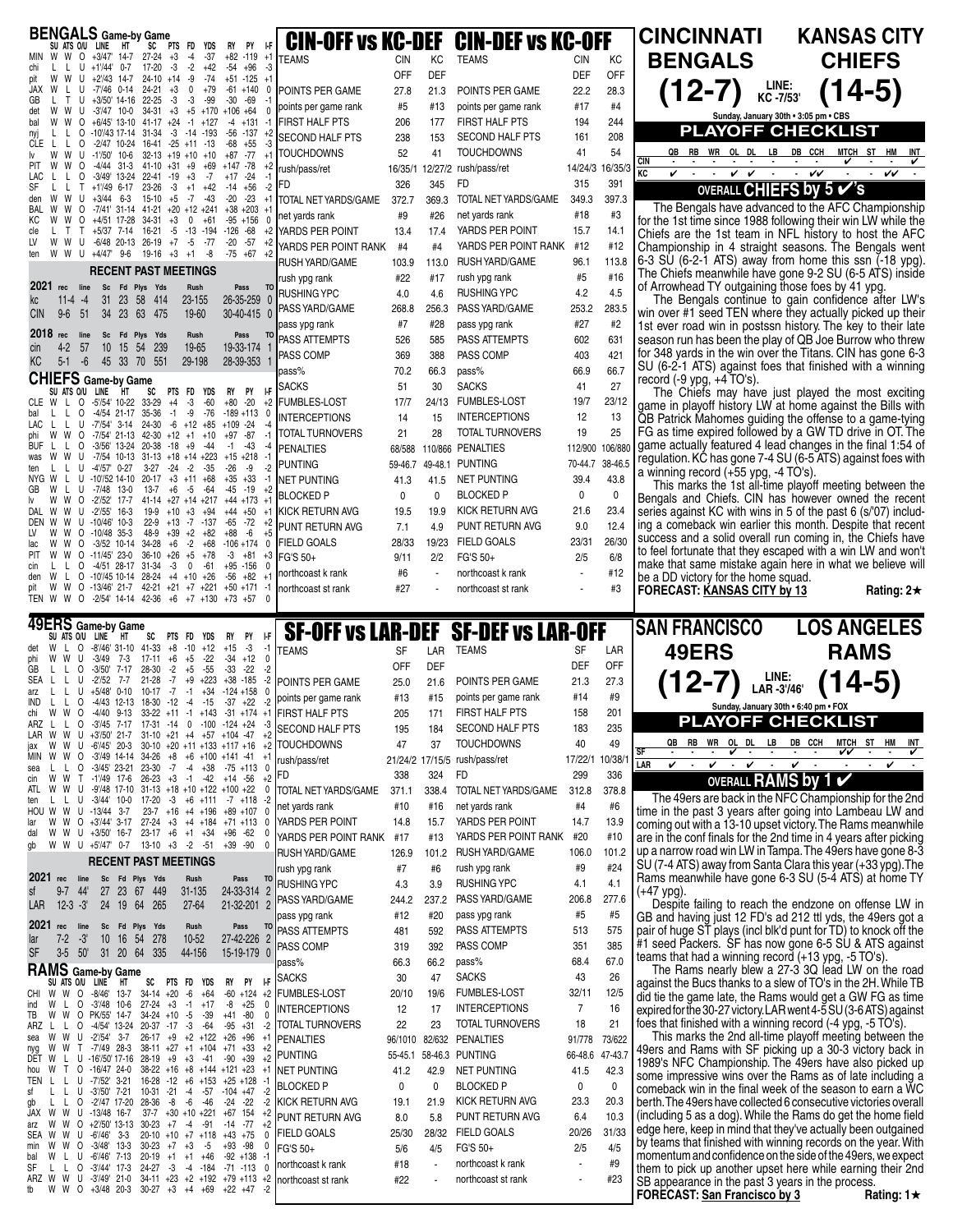## BENGALS Game-by-Game

| | SU | ATS | O/U | LINE | HT | SC | PTS | FD | YDS | RY | PY | I-F |
|---|---|---|---|---|---|---|---|---|---|---|---|---|
| MIN | W | W | O | +3/47' | 14-7 | 27-24 | +3 | -4 | -37 | +82 | -119 | +1 |
| chi | L | L | U | +1'/44' | 0-7 | 17-20 | -3 | -2 | +42 | -54 | +96 | -3 |
| pit | W | W | U | +2'/43 | 14-7 | 24-10 | +14 | -9 | -74 | +51 | -125 | +1 |
| JAX | W | L | U | -7'/46 | 0-14 | 24-21 | +3 | 0 | +79 | -61 | +140 | 0 |
| GB | L | T | U | +3/50' | 14-16 | 22-25 | -3 | -3 | -99 | -30 | -69 | -1 |
| det | W | W | U | -3'/47 | 10-0 | 34-31 | +3 | +5 | +170 | +106 | +64 | 0 |
| bal | W | W | O | +6/45' | 13-10 | 41-17 | +24 | -1 | +127 | -4 | +131 | -1 |
| nyj | L | L | O | -10'/43 | 17-14 | 31-34 | -3 | -14 | -193 | -56 | -137 | +2 |
| CLE | L | L | O | -2/47 | 10-24 | 16-41 | -25 | +11 | -13 | -68 | +55 | -3 |
| lv | W | W | U | -1'/50' | 10-6 | 32-13 | +19 | +10 | +10 | +87 | -77 | +1 |
| PIT | W | W | O | -4/44 | 31-3 | 41-10 | +31 | +9 | +69 | +147 | -78 | +2 |
| LAC | L | L | O | -3/49' | 13-24 | 22-41 | -19 | +3 | -7 | +17 | -24 | -1 |
| SF | L | L | T | +1'/49 | 6-17 | 23-26 | -3 | +1 | +42 | -14 | +56 | -2 |
| den | W | W | U | +3/44 | 6-3 | 15-10 | +5 | -7 | -43 | -20 | -23 | +1 |
| BAL | W | W | O | -7/41' | 31-14 | 41-21 | +20 | +12 | +241 | +38 | +203 | +1 |
| KC | W | W | O | +4/51 | 17-28 | 34-31 | +3 | 0 | +61 | -95 | +156 | 0 |
| cle | L | T | T | +5/37 | 7-14 | 16-21 | -5 | -13 | -194 | -126 | -68 | +2 |
| LV | W | W | U | -6/48 | 20-13 | 26-19 | +7 | -5 | -77 | -20 | -57 | +2 |
| ten | W | W | U | +4/47' | 9-6 | 19-16 | +3 | +1 | -8 | -75 | +67 | +2 |

### RECENT PAST MEETINGS

| 2021 | rec | line | Sc | Fd | Plys | Yds | Rush | Pass | TO |
|---|---|---|---|---|---|---|---|---|---|
| kc | 11-4 | -4 | 31 | 23 | 58 | 414 | 23-155 | 26-35-259 | 0 |
| CIN | 9-6 | 51 | 34 | 23 | 63 | 475 | 19-60 | 30-40-415 | 0 |

| 2018 | rec | line | Sc | Fd | Plys | Yds | Rush | Pass | TO |
|---|---|---|---|---|---|---|---|---|---|
| cin | 4-2 | 57 | 10 | 15 | 54 | 239 | 19-65 | 19-33-174 | 1 |
| KC | 5-1 | -6 | 45 | 33 | 70 | 551 | 29-198 | 28-39-353 | 1 |

## CHIEFS Game-by-Game

| | SU | ATS | O/U | LINE | HT | SC | PTS | FD | YDS | RY | PY | I-F |
|---|---|---|---|---|---|---|---|---|---|---|---|---|
| CLE | W | L | O | -5'/54' | 10-22 | 33-29 | +4 | -3 | -60 | +80 | -20 | +2 |
| bal | L | L | O | -4/54 | 21-17 | 35-36 | -1 | -9 | -76 | -189 | +113 | 0 |
| LAC | L | L | U | -7'/54' | 3-14 | 24-30 | -6 | +12 | +85 | +109 | -24 | -4 |
| phi | W | W | O | -7'/54' | 21-13 | 42-30 | +12 | +1 | +10 | +97 | -87 | -1 |
| BUF | L | L | O | -3/56' | 13-24 | 20-38 | -18 | -9 | -44 | -1 | -43 | -4 |
| was | W | W | U | -7'/54 | 10-13 | 31-13 | +18 | +14 | +223 | +15 | +218 | -1 |
| ten | L | L | U | -4'/57' | 0-27 | 3-27 | -24 | -2 | -35 | -26 | -9 | -2 |
| NYG | W | L | U | -10'/52 | 14-10 | 20-17 | +3 | +11 | +68 | +35 | +33 | -1 |
| GB | W | L | U | -7/48 | 13-0 | 13-7 | +6 | -5 | -64 | -45 | -19 | +2 |
| lv | W | W | O | -2'/52' | 17-7 | 41-14 | +27 | +14 | +217 | +44 | +173 | +1 |
| DAL | W | W | U | -2'/55' | 16-3 | 19-9 | +10 | +3 | +94 | +44 | +50 | +1 |
| DEN | W | W | U | -10'/46' | 10-3 | 22-9 | +13 | -7 | -137 | -65 | -72 | +2 |
| LV | W | W | O | -10'/48 | 35-3 | 48-9 | +39 | +2 | +82 | +88 | -6 | +5 |
| lac | W | W | O | -3/52 | 10-14 | 34-28 | +6 | -2 | +68 | -106 | +174 | 0 |
| PIT | W | W | O | -11'/45' | 23-0 | 36-10 | +26 | +5 | +78 | -3 | +81 | +3 |
| cin | L | L | O | -4/51 | 28-17 | 31-34 | -3 | 0 | -61 | +95 | -156 | 0 |
| den | W | L | O | -10'/45 | 10-14 | 28-24 | +4 | +10 | +26 | -56 | +82 | +1 |
| pit | W | W | O | -13'/46' | 21-7 | 42-21 | +21 | +7 | +221 | +50 | +171 | -1 |
| TEN | W | W | O | -2/54' | 14-14 | 42-36 | +6 | +7 | +130 | +73 | +57 | 0 |

## CIN-OFF vs KC-DEF / CIN-DEF vs KC-OFF

| TEAMS | CIN OFF | KC DEF | TEAMS | CIN DEF | KC OFF |
|---|---|---|---|---|---|
| POINTS PER GAME | 27.8 | 21.3 | POINTS PER GAME | 22.2 | 28.3 |
| points per game rank | #5 | #13 | points per game rank | #17 | #4 |
| FIRST HALF PTS | 206 | 177 | FIRST HALF PTS | 194 | 244 |
| SECOND HALF PTS | 238 | 153 | SECOND HALF PTS | 161 | 208 |
| TOUCHDOWNS | 52 | 41 | TOUCHDOWNS | 41 | 54 |
| rush/pass/ret | 16/35/1 | 12/27/2 | rush/pass/ret | 14/24/3 | 16/35/3 |
| FD | 326 | 345 | FD | 315 | 391 |
| TOTAL NET YARDS/GAME | 372.7 | 369.3 | TOTAL NET YARDS/GAME | 349.3 | 397.3 |
| net yards rank | #9 | #26 | net yards rank | #18 | #3 |
| YARDS PER POINT | 13.4 | 17.4 | YARDS PER POINT | 15.7 | 14.1 |
| YARDS PER POINT RANK | #4 | #4 | YARDS PER POINT RANK | #12 | #12 |
| RUSH YARD/GAME | 103.9 | 113.0 | RUSH YARD/GAME | 96.1 | 113.8 |
| rush ypg rank | #22 | #17 | rush ypg rank | #5 | #16 |
| RUSHING YPC | 4.0 | 4.6 | RUSHING YPC | 4.2 | 4.5 |
| PASS YARD/GAME | 268.8 | 256.3 | PASS YARD/GAME | 253.2 | 283.5 |
| pass ypg rank | #7 | #28 | pass ypg rank | #27 | #2 |
| PASS ATTEMPTS | 526 | 585 | PASS ATTEMPTS | 602 | 631 |
| PASS COMP | 369 | 388 | PASS COMP | 403 | 421 |
| pass% | 70.2 | 66.3 | pass% | 66.9 | 66.7 |
| SACKS | 51 | 30 | SACKS | 41 | 27 |
| FUMBLES-LOST | 17/7 | 24/13 | FUMBLES-LOST | 19/7 | 23/12 |
| INTERCEPTIONS | 14 | 15 | INTERCEPTIONS | 12 | 13 |
| TOTAL TURNOVERS | 21 | 28 | TOTAL TURNOVERS | 19 | 25 |
| PENALTIES | 68/588 | 110/866 | PENALTIES | 112/900 | 106/880 |
| PUNTING | 59-46.7 | 49-48.1 | PUNTING | 70-44.7 | 38-46.5 |
| NET PUNTING | 41.3 | 41.5 | NET PUNTING | 39.4 | 43.8 |
| BLOCKED P | 0 | 0 | BLOCKED P | 0 | 0 |
| KICK RETURN AVG | 19.5 | 19.9 | KICK RETURN AVG | 21.6 | 23.4 |
| PUNT RETURN AVG | 7.1 | 4.9 | PUNT RETURN AVG | 9.0 | 12.4 |
| FIELD GOALS | 28/33 | 19/23 | FIELD GOALS | 23/31 | 26/30 |
| FG'S 50+ | 9/11 | 2/2 | FG'S 50+ | 2/5 | 6/8 |
| northcoast k rank | #6 | - | northcoast k rank | - | #12 |
| northcoast st rank | #27 | - | northcoast st rank | - | #3 |

## CINCINNATI BENGALS (12-7) vs KANSAS CITY CHIEFS (14-5)

LINE: KC -7/53'

Sunday, January 30th • 3:05 pm • CBS

### PLAYOFF CHECKLIST

| | QB | RB | WR | OL | DL | LB | DB | CCH | MTCH | ST | HM | INT |
|---|---|---|---|---|---|---|---|---|---|---|---|---|
| CIN | - | - | - | - | - | - | - | - | ✔ | - | - | ✔ |
| KC | ✔ | - | - | ✔ | ✔ | - | - | ✔✔ | - | - | ✔✔ | - |

**OVERALL CHIEFS by 5 ✔'s**

The Bengals have advanced to the AFC Championship for the 1st time since 1988 following their win LW while the Chiefs are the 1st team in NFL history to host the AFC Championship in 4 straight seasons. The Bengals went 6-3 SU (6-2-1 ATS) away from home this ssn (-18 ypg). The Chiefs meanwhile have gone 9-2 SU (6-5 ATS) inside of Arrowhead TY outgaining those foes by 41 ypg.

The Bengals continue to gain confidence after LW's win over #1 seed TEN where they actually picked up their 1st ever road win in postssn history. The key to their late season run has been the play of QB Joe Burrow who threw for 348 yards in the win over the Titans. CIN has gone 6-3 SU (6-2-1 ATS) against foes that finished with a winning record (-9 ypg, +4 TO's).

The Chiefs may have just played the most exciting game in playoff history LW at home against the Bills with QB Patrick Mahomes guiding the offense to a game-tying FG as time expired followed by a GW TD drive in OT. The game actually featured 4 lead changes in the final 1:54 of regulation. KC has gone 7-4 SU (6-5 ATS) against foes with a winning record (+55 ypg, -4 TO's).

This marks the 1st all-time playoff meeting between the Bengals and Chiefs. CIN has however owned the recent series against KC with wins in 5 of the past 6 (s/'07) including a comeback win earlier this month. Despite that recent success and a solid overall run coming in, the Chiefs have to feel fortunate that they escaped with a win LW and won't make that same mistake again here in what we believe will be a DD victory for the home squad.

**FORECAST: KANSAS CITY by 13** **Rating: 2★**

## 49ERS Game-by-Game

| | SU | ATS | O/U | LINE | HT | SC | PTS | FD | YDS | RY | PY | I-F |
|---|---|---|---|---|---|---|---|---|---|---|---|---|
| det | W | L | O | -8'/46' | 31-10 | 41-33 | +8 | -10 | +12 | +15 | -3 | 0 |
| phi | W | W | U | -3/49 | 7-3 | 17-11 | +6 | +5 | -22 | -34 | +12 | 0 |
| GB | L | L | O | -3/50' | 7-17 | 28-30 | -2 | +5 | +55 | -33 | -22 | -2 |
| SEA | L | L | U | -2'/52 | 7-7 | 21-28 | -7 | +9 | +223 | +38 | -185 | -2 |
| ariz | L | L | U | +5/48' | 0-10 | 10-17 | -7 | -1 | +34 | -124 | +158 | 0 |
| IND | L | L | O | -4/43 | 12-13 | 18-30 | -12 | -4 | -15 | -37 | +22 | -2 |
| chi | W | W | O | -4/40 | 9-13 | 33-22 | +11 | -1 | +143 | -31 | +174 | +1 |
| ARZ | L | L | O | -3'/45 | 7-17 | 17-31 | -14 | 0 | -100 | -124 | +24 | -3 |
| LAR | W | W | U | +3'/50' | 21-7 | 31-10 | +21 | +4 | +57 | +104 | -47 | +2 |
| jax | W | W | U | -6'/45' | 20-3 | 30-10 | +20 | +11 | +133 | +117 | +16 | +2 |
| MIN | W | W | O | -3'/49 | 14-14 | 34-26 | +8 | +6 | +100 | +141 | -41 | +1 |
| sea | L | L | O | -3/45' | 23-21 | 23-30 | -7 | -4 | +38 | -75 | +113 | 0 |
| cin | W | W | T | -1'/49 | 17-6 | 26-23 | +3 | -1 | -42 | +14 | -56 | +2 |
| ATL | W | W | U | -9'/48 | 17-10 | 31-13 | +18 | +10 | +122 | +100 | +22 | 0 |
| ten | L | L | U | -3/44' | 10-0 | 17-20 | -3 | +6 | +111 | -7 | +118 | -2 |
| HOU | W | W | U | -13/44 | 3-7 | 23-7 | +16 | +4 | +196 | +89 | +107 | 0 |
| lar | W | W | O | +3'/44' | 3-17 | 27-24 | +3 | +4 | +184 | +71 | +113 | 0 |
| dal | W | W | U | +3/50' | 16-7 | 23-17 | +6 | +1 | +34 | +96 | -62 | 0 |
| gb | W | W | U | +5'/47' | 0-7 | 13-10 | +3 | -2 | -51 | +39 | -90 | 0 |

### RECENT PAST MEETINGS

| 2021 | rec | line | Sc | Fd | Plys | Yds | Rush | Pass | TO |
|---|---|---|---|---|---|---|---|---|---|
| sf | 9-7 | 44' | 27 | 23 | 67 | 449 | 31-135 | 24-33-314 | 2 |
| LAR | 12-3 | -3' | 24 | 19 | 64 | 265 | 27-64 | 21-32-201 | 2 |

| 2021 | rec | line | Sc | Fd | Plys | Yds | Rush | Pass | TO |
|---|---|---|---|---|---|---|---|---|---|
| lar | 7-2 | -3' | 10 | 16 | 54 | 278 | 10-52 | 27-42-226 | 2 |
| SF | 3-5 | 50' | 31 | 20 | 64 | 335 | 44-156 | 15-19-179 | 0 |

## RAMS Game-by-Game

| | SU | ATS | O/U | LINE | HT | SC | PTS | FD | YDS | RY | PY | I-F |
|---|---|---|---|---|---|---|---|---|---|---|---|---|
| CHI | W | W | O | -8/46' | 13-7 | 34-14 | +20 | -6 | +64 | -60 | +124 | +2 |
| ind | W | L | O | -3/48 | 10-6 | 27-24 | +3 | -1 | +17 | -8 | +25 | 0 |
| TB | W | W | O | PK/55' | 14-7 | 34-24 | +10 | -5 | -39 | +41 | -80 | 0 |
| ARZ | L | L | O | -4/54' | 13-24 | 20-37 | -17 | -3 | -64 | -95 | +31 | -2 |
| sea | W | W | U | -2'/54' | 3-7 | 26-17 | +9 | +2 | +122 | +26 | +96 | +1 |
| nyg | W | W | T | -7'/49 | 28-3 | 38-11 | +27 | +1 | +104 | +71 | +33 | +2 |
| DET | W | L | U | -16'/50' | 17-16 | 28-19 | +9 | +3 | -41 | -90 | +39 | +2 |
| hou | W | T | O | -16/47 | 24-0 | 38-22 | +16 | +8 | +144 | +121 | +23 | +1 |
| TEN | L | L | U | -7'/52' | 3-21 | 16-28 | -12 | +6 | +153 | +25 | +128 | -1 |
| sf | L | L | U | -3'/50' | 7-21 | 10-31 | -21 | -4 | -57 | -104 | +47 | -2 |
| gb | L | L | O | -2'/47 | 17-20 | 28-36 | -8 | -6 | -46 | -24 | -22 | -2 |
| JAX | W | W | U | -13/48 | 16-7 | 37-7 | +30 | +10 | +221 | +67 | +154 | +2 |
| arz | W | W | O | +2'/50' | 13-13 | 30-23 | +7 | -4 | -91 | -14 | -77 | +2 |
| SEA | W | W | U | -6'/46' | 3-3 | 20-10 | +10 | +7 | +118 | +43 | +75 | 0 |
| min | W | W | O | -3/48' | 13-3 | 30-23 | +7 | +3 | -5 | +93 | -98 | 0 |
| bal | W | L | U | -6'/46' | 7-13 | 20-19 | +1 | +1 | +46 | -92 | +138 | -1 |
| SF | L | L | O | -3'/44' | 17-3 | 24-27 | -3 | -4 | -184 | -71 | -113 | 0 |
| ARZ | W | W | U | -3'/49' | 21-0 | 34-11 | +23 | +2 | +192 | +79 | +113 | +2 |
| tb | W | W | O | +3/48 | 20-3 | 30-27 | +3 | +4 | +69 | +22 | +47 | -2 |

## SF-OFF vs LAR-DEF / SF-DEF vs LAR-OFF

| TEAMS | SF OFF | LAR DEF | TEAMS | SF DEF | LAR OFF |
|---|---|---|---|---|---|
| POINTS PER GAME | 25.0 | 21.6 | POINTS PER GAME | 21.3 | 27.3 |
| points per game rank | #13 | #15 | points per game rank | #14 | #9 |
| FIRST HALF PTS | 205 | 171 | FIRST HALF PTS | 158 | 201 |
| SECOND HALF PTS | 195 | 184 | SECOND HALF PTS | 183 | 235 |
| TOUCHDOWNS | 47 | 37 | TOUCHDOWNS | 40 | 49 |
| rush/pass/ret | 21/24/2 | 17/15/5 | rush/pass/ret | 17/22/1 | 10/38/1 |
| FD | 338 | 324 | FD | 299 | 336 |
| TOTAL NET YARDS/GAME | 371.1 | 338.4 | TOTAL NET YARDS/GAME | 312.8 | 378.8 |
| net yards rank | #10 | #16 | net yards rank | #4 | #6 |
| YARDS PER POINT | 14.8 | 15.7 | YARDS PER POINT | 14.7 | 13.9 |
| YARDS PER POINT RANK | #17 | #13 | YARDS PER POINT RANK | #20 | #10 |
| RUSH YARD/GAME | 126.9 | 101.2 | RUSH YARD/GAME | 106.0 | 101.2 |
| rush ypg rank | #7 | #6 | rush ypg rank | #9 | #24 |
| RUSHING YPC | 4.3 | 3.9 | RUSHING YPC | 4.1 | 4.1 |
| PASS YARD/GAME | 244.2 | 237.2 | PASS YARD/GAME | 206.8 | 277.6 |
| pass ypg rank | #12 | #20 | pass ypg rank | #5 | #5 |
| PASS ATTEMPTS | 481 | 592 | PASS ATTEMPTS | 513 | 575 |
| PASS COMP | 319 | 392 | PASS COMP | 351 | 385 |
| pass% | 66.3 | 66.2 | pass% | 68.4 | 67.0 |
| SACKS | 30 | 47 | SACKS | 43 | 26 |
| FUMBLES-LOST | 20/10 | 19/6 | FUMBLES-LOST | 32/11 | 12/5 |
| INTERCEPTIONS | 12 | 17 | INTERCEPTIONS | 7 | 16 |
| TOTAL TURNOVERS | 22 | 23 | TOTAL TURNOVERS | 18 | 21 |
| PENALTIES | 96/1010 | 82/632 | PENALTIES | 91/778 | 73/622 |
| PUNTING | 55-45.1 | 58-46.3 | PUNTING | 66-48.6 | 47-43.7 |
| NET PUNTING | 41.2 | 42.9 | NET PUNTING | 41.5 | 42.3 |
| BLOCKED P | 0 | 0 | BLOCKED P | 0 | 0 |
| KICK RETURN AVG | 19.1 | 21.9 | KICK RETURN AVG | 23.3 | 20.3 |
| PUNT RETURN AVG | 8.0 | 5.8 | PUNT RETURN AVG | 6.4 | 10.3 |
| FIELD GOALS | 25/30 | 28/32 | FIELD GOALS | 20/26 | 31/33 |
| FG'S 50+ | 5/6 | 4/5 | FG'S 50+ | 2/5 | 4/5 |
| northcoast k rank | #18 | - | northcoast k rank | - | #9 |
| northcoast st rank | #22 | - | northcoast st rank | - | #23 |

## SAN FRANCISCO 49ERS (12-7) vs LOS ANGELES RAMS (14-5)

LINE: LAR -3'/46'

Sunday, January 30th • 6:40 pm • FOX

### PLAYOFF CHECKLIST

| | QB | RB | WR | OL | DL | LB | DB | CCH | MTCH | ST | HM | INT |
|---|---|---|---|---|---|---|---|---|---|---|---|---|
| SF | - | - | - | ✔ | - | - | - | - | ✔✔ | - | - | ✔ |
| LAR | ✔ | - | ✔ | - | ✔ | - | ✔ | - | - | ✔ | - | - |

**OVERALL RAMS by 1 ✔**

The 49ers are back in the NFC Championship for the 2nd time in the past 3 years after going into Lambeau LW and coming out with a 13-10 upset victory. The Rams meanwhile are in the conf finals for the 2nd time in 4 years after picking up a narrow road win LW in Tampa. The 49ers have gone 8-3 SU (7-4 ATS) away from Santa Clara this year (+33 ypg). The Rams meanwhile have gone 6-3 SU (5-4 ATS) at home TY (+47 ypg).

Despite failing to reach the endzone on offense LW in GB and having just 12 FD's ad 212 ttl yds, the 49ers got a pair of huge ST plays (incl blk'd punt for TD) to knock off the #1 seed Packers. SF has now gone 6-5 SU & ATS against teams that had a winning record (+13 ypg, -5 TO's).

The Rams nearly blew a 27-3 3Q lead LW on the road against the Bucs thanks to a slew of TO's in the 2H. While TB did tie the game late, the Rams would get a GW FG as time expired for the 30-27 victory. LAR went 4-5 SU (3-6 ATS) against foes that finished with a winning record (-4 ypg, -5 TO's).

This marks the 2nd all-time playoff meeting between the 49ers and Rams with SF picking up a 30-3 victory back in 1989's NFC Championship. The 49ers have also picked up some impressive wins over the Rams as of late including a comeback win in the final week of the season to earn a WC berth. The 49ers have collected 6 consecutive victories overall (including 5 as a dog). While the Rams do get the home field edge here, keep in mind that they've actually been outgained by teams that finished with winning records on the year. With momentum and confidence on the side of the 49ers, we expect them to pick up another upset here while earning their 2nd SB appearance in the past 3 years in the process.

**FORECAST: San Francisco by 3** **Rating: 1★**